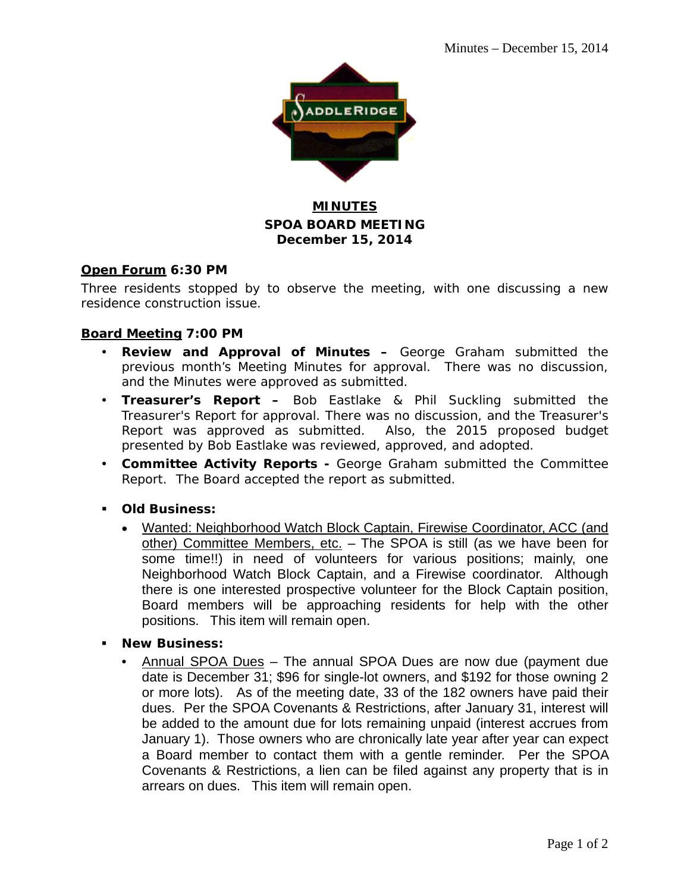# MINUTES

## SPOA BOARD MEETING

## December 15, 2014

**Open Forum 6:30 PM**

Three residents stopped by to observe the meeting, with one discussing a new residence construction issue.

**Board Meeting 7:00 PM**

- **Review and Approval of Minutes –** George Graham submitted the previous month's Meeting Minutes for approval. There was no discussion, and the Minutes were approved as submitted.
- **Treasurer's Report –** Bob Eastlake & Phil Suckling submitted the Treasurer's Report for approval. There was no discussion, and the Treasurer's Report was approved as submitted. Also, the 2015 proposed budget presented by Bob Eastlake was reviewed, approved, and adopted.
- **Committee Activity Reports -** George Graham submitted the Committee Report. The Board accepted the report as submitted.

- **Old Business:**
  - Wanted: Neighborhood Watch Block Captain, Firewise Coordinator, ACC (and other) Committee Members, etc. – The SPOA is still (as we have been for some time!!) in need of volunteers for various positions; mainly, one Neighborhood Watch Block Captain, and a Firewise coordinator. Although there is one interested prospective volunteer for the Block Captain position, Board members will be approaching residents for help with the other positions. This item will remain open.

- **New Business:**
  - Annual SPOA Dues – The annual SPOA Dues are now due (payment due date is December 31; $96 for single-lot owners, and $192 for those owning 2 or more lots). As of the meeting date, 33 of the 182 owners have paid their dues. Per the SPOA Covenants & Restrictions, after January 31, interest will be added to the amount due for lots remaining unpaid (interest accrues from January 1). Those owners who are chronically late year after year can expect a Board member to contact them with a gentle reminder. Per the SPOA Covenants & Restrictions, a lien can be filed against any property that is in arrears on dues. This item will remain open.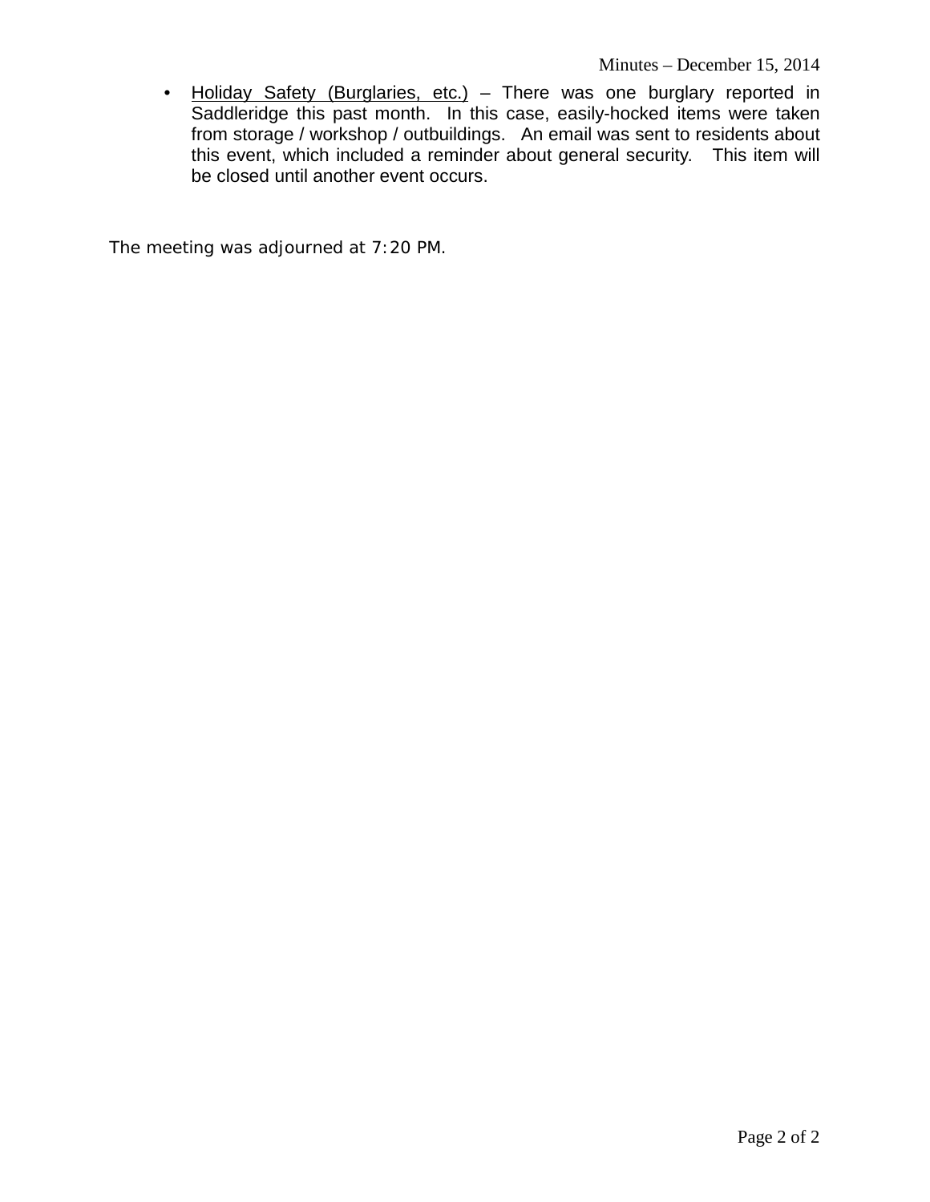- Holiday Safety (Burglaries, etc.) – There was one burglary reported in Saddleridge this past month. In this case, easily-hocked items were taken from storage / workshop / outbuildings. An email was sent to residents about this event, which included a reminder about general security. This item will be closed until another event occurs.

The meeting was adjourned at 7:20 PM.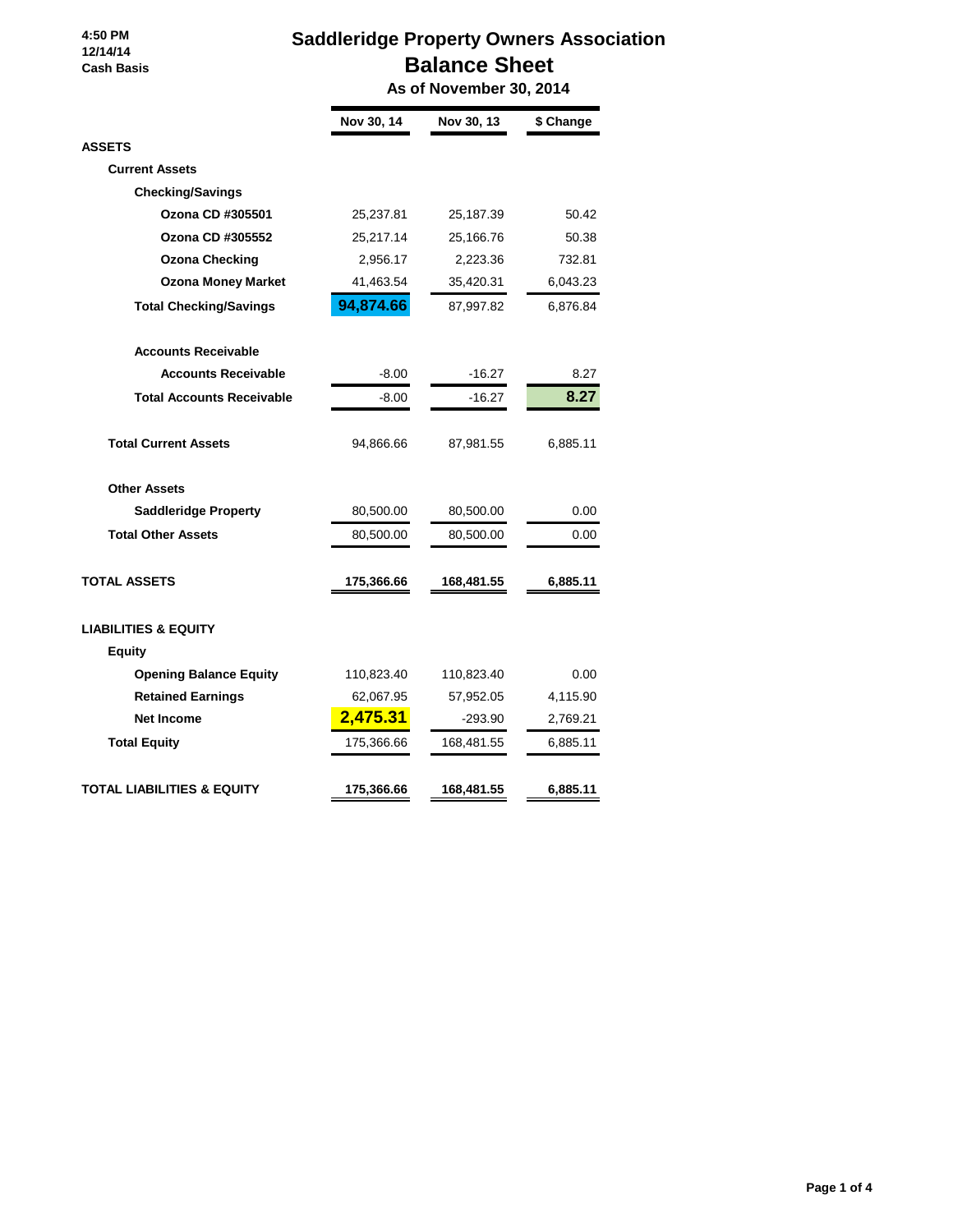4:50 PM
12/14/14
Cash Basis

# Saddleridge Property Owners Association

## Balance Sheet

### As of November 30, 2014

| | Nov 30, 14 | Nov 30, 13 | $ Change |
|---|---|---|---|
| **ASSETS** | | | |
| **Current Assets** | | | |
| **Checking/Savings** | | | |
| **Ozona CD #305501** | 25,237.81 | 25,187.39 | 50.42 |
| **Ozona CD #305552** | 25,217.14 | 25,166.76 | 50.38 |
| **Ozona Checking** | 2,956.17 | 2,223.36 | 732.81 |
| **Ozona Money Market** | 41,463.54 | 35,420.31 | 6,043.23 |
| **Total Checking/Savings** | **94,874.66** | 87,997.82 | 6,876.84 |
| **Accounts Receivable** | | | |
| **Accounts Receivable** | -8.00 | -16.27 | 8.27 |
| **Total Accounts Receivable** | -8.00 | -16.27 | **8.27** |
| **Total Current Assets** | 94,866.66 | 87,981.55 | 6,885.11 |
| **Other Assets** | | | |
| **Saddleridge Property** | 80,500.00 | 80,500.00 | 0.00 |
| **Total Other Assets** | 80,500.00 | 80,500.00 | 0.00 |
| **TOTAL ASSETS** | **175,366.66** | **168,481.55** | **6,885.11** |
| **LIABILITIES & EQUITY** | | | |
| **Equity** | | | |
| **Opening Balance Equity** | 110,823.40 | 110,823.40 | 0.00 |
| **Retained Earnings** | 62,067.95 | 57,952.05 | 4,115.90 |
| **Net Income** | **2,475.31** | -293.90 | 2,769.21 |
| **Total Equity** | 175,366.66 | 168,481.55 | 6,885.11 |
| **TOTAL LIABILITIES & EQUITY** | **175,366.66** | **168,481.55** | **6,885.11** |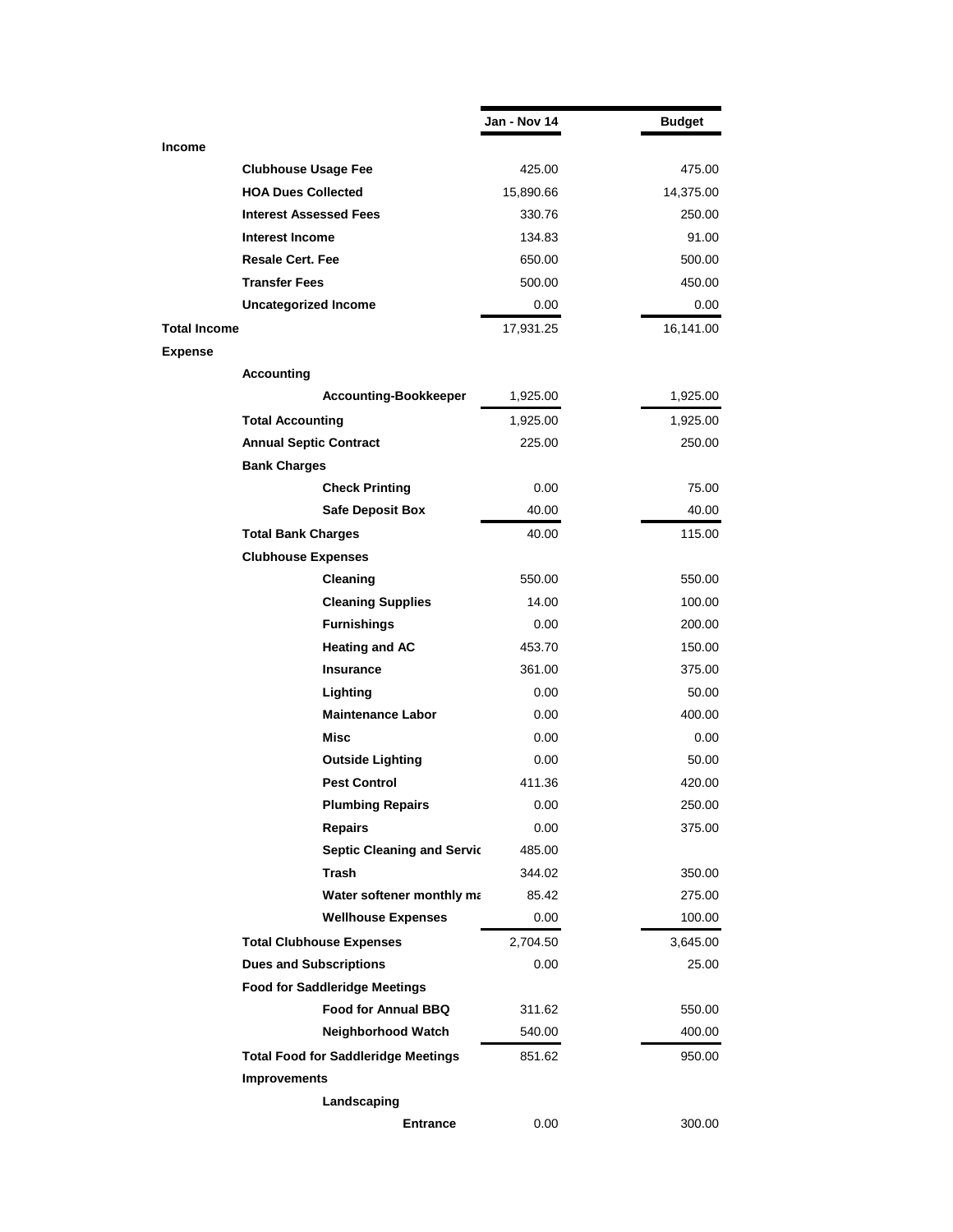| | Jan - Nov 14 | Budget |
|---|---|---|
| **Income** | | |
| **Clubhouse Usage Fee** | 425.00 | 475.00 |
| **HOA Dues Collected** | 15,890.66 | 14,375.00 |
| **Interest Assessed Fees** | 330.76 | 250.00 |
| **Interest Income** | 134.83 | 91.00 |
| **Resale Cert. Fee** | 650.00 | 500.00 |
| **Transfer Fees** | 500.00 | 450.00 |
| **Uncategorized Income** | 0.00 | 0.00 |
| **Total Income** | 17,931.25 | 16,141.00 |
| **Expense** | | |
| **Accounting** | | |
| **Accounting-Bookkeeper** | 1,925.00 | 1,925.00 |
| **Total Accounting** | 1,925.00 | 1,925.00 |
| **Annual Septic Contract** | 225.00 | 250.00 |
| **Bank Charges** | | |
| **Check Printing** | 0.00 | 75.00 |
| **Safe Deposit Box** | 40.00 | 40.00 |
| **Total Bank Charges** | 40.00 | 115.00 |
| **Clubhouse Expenses** | | |
| **Cleaning** | 550.00 | 550.00 |
| **Cleaning Supplies** | 14.00 | 100.00 |
| **Furnishings** | 0.00 | 200.00 |
| **Heating and AC** | 453.70 | 150.00 |
| **Insurance** | 361.00 | 375.00 |
| **Lighting** | 0.00 | 50.00 |
| **Maintenance Labor** | 0.00 | 400.00 |
| **Misc** | 0.00 | 0.00 |
| **Outside Lighting** | 0.00 | 50.00 |
| **Pest Control** | 411.36 | 420.00 |
| **Plumbing Repairs** | 0.00 | 250.00 |
| **Repairs** | 0.00 | 375.00 |
| **Septic Cleaning and Servic** | 485.00 | |
| **Trash** | 344.02 | 350.00 |
| **Water softener monthly ma** | 85.42 | 275.00 |
| **Wellhouse Expenses** | 0.00 | 100.00 |
| **Total Clubhouse Expenses** | 2,704.50 | 3,645.00 |
| **Dues and Subscriptions** | 0.00 | 25.00 |
| **Food for Saddleridge Meetings** | | |
| **Food for Annual BBQ** | 311.62 | 550.00 |
| **Neighborhood Watch** | 540.00 | 400.00 |
| **Total Food for Saddleridge Meetings** | 851.62 | 950.00 |
| **Improvements** | | |
| **Landscaping** | | |
| **Entrance** | 0.00 | 300.00 |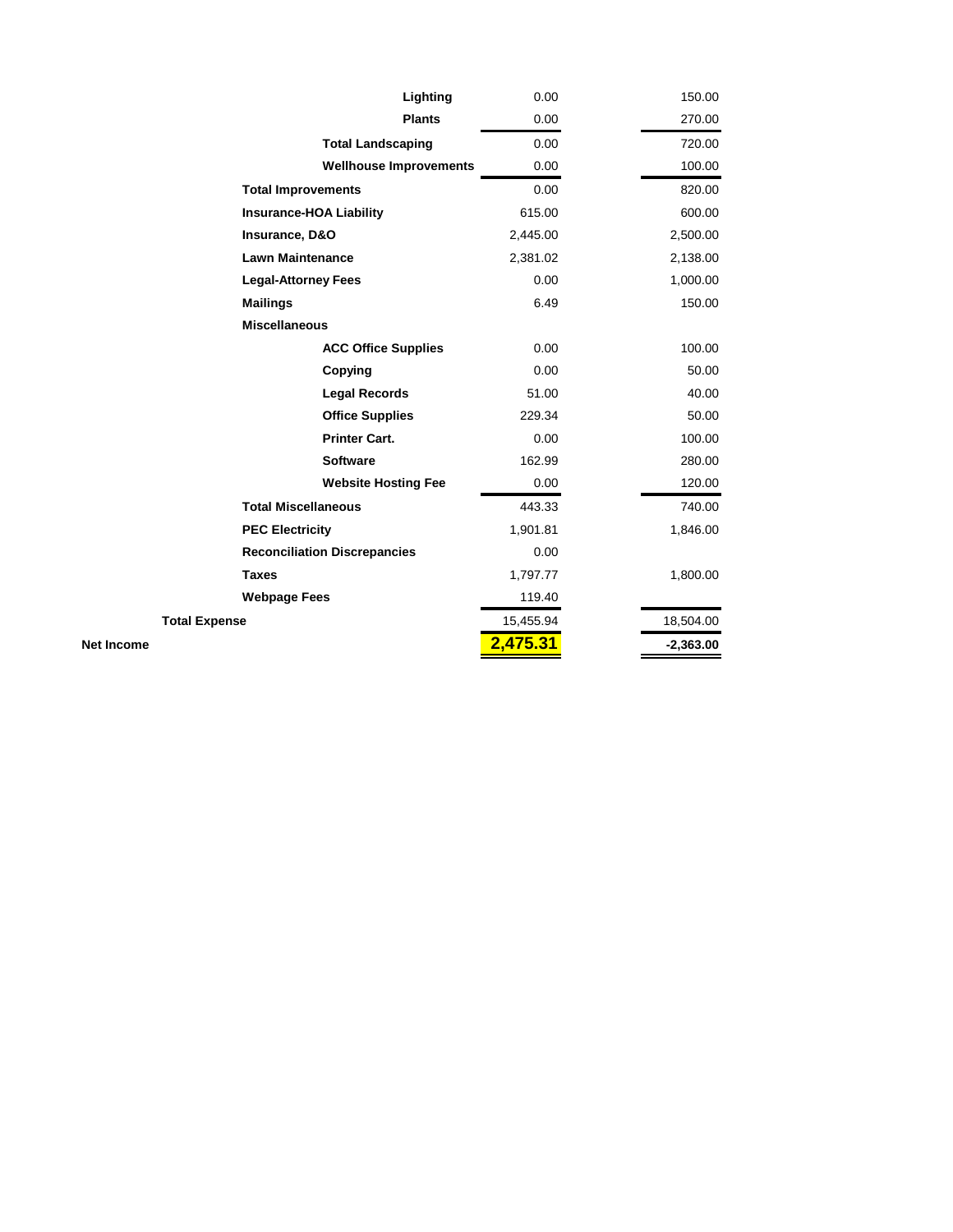| | | |
|---|---|---|
| Lighting | 0.00 | 150.00 |
| Plants | 0.00 | 270.00 |
| Total Landscaping | 0.00 | 720.00 |
| Wellhouse Improvements | 0.00 | 100.00 |
| Total Improvements | 0.00 | 820.00 |
| Insurance-HOA Liability | 615.00 | 600.00 |
| Insurance, D&O | 2,445.00 | 2,500.00 |
| Lawn Maintenance | 2,381.02 | 2,138.00 |
| Legal-Attorney Fees | 0.00 | 1,000.00 |
| Mailings | 6.49 | 150.00 |
| Miscellaneous | | |
| ACC Office Supplies | 0.00 | 100.00 |
| Copying | 0.00 | 50.00 |
| Legal Records | 51.00 | 40.00 |
| Office Supplies | 229.34 | 50.00 |
| Printer Cart. | 0.00 | 100.00 |
| Software | 162.99 | 280.00 |
| Website Hosting Fee | 0.00 | 120.00 |
| Total Miscellaneous | 443.33 | 740.00 |
| PEC Electricity | 1,901.81 | 1,846.00 |
| Reconciliation Discrepancies | 0.00 | |
| Taxes | 1,797.77 | 1,800.00 |
| Webpage Fees | 119.40 | |
| Total Expense | 15,455.94 | 18,504.00 |
| Net Income | 2,475.31 | -2,363.00 |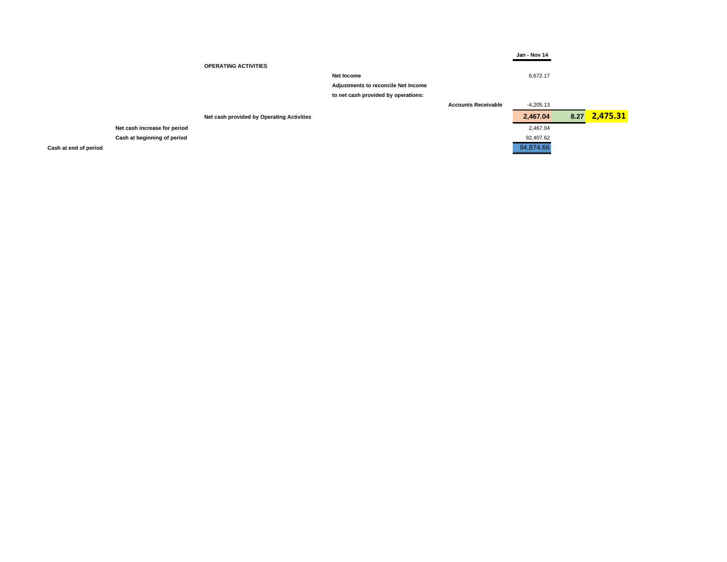| | Jan - Nov 14 | | |
|---|---|---|---|
| **OPERATING ACTIVITIES** | | | |
| **Net Income** | 6,672.17 | | |
| **Adjustments to reconcile Net Income** | | | |
| **to net cash provided by operations:** | | | |
| **Accounts Receivable** | -4,205.13 | | |
| **Net cash provided by Operating Activities** | **2,467.04** | **8.27** | **2,475.31** |
| **Net cash increase for period** | 2,467.04 | | |
| **Cash at beginning of period** | 92,407.62 | | |
| **Cash at end of period** | 94,874.66 | | |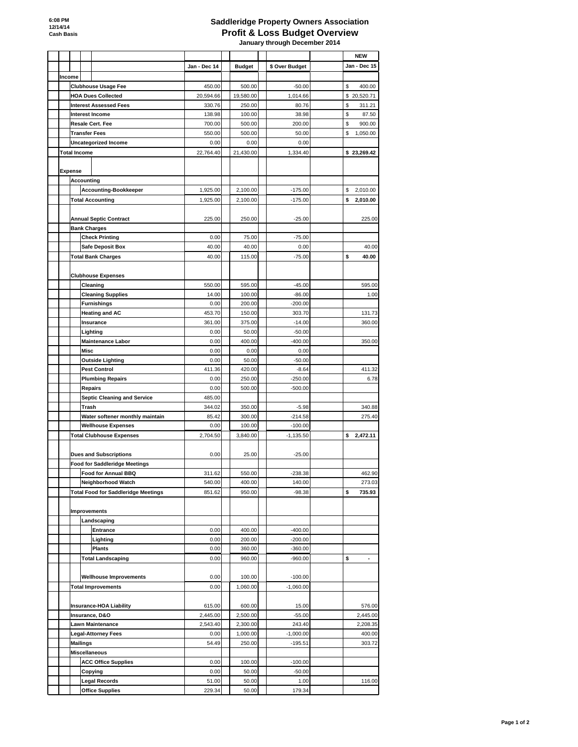6:08 PM
12/14/14
Cash Basis

# Saddleridge Property Owners Association
## Profit & Loss Budget Overview
### January through December 2014

| | Jan - Dec 14 | Budget | $ Over Budget | NEW Jan - Dec 15 |
|---|---|---|---|---|
| **Income** | | | | |
| Clubhouse Usage Fee | 450.00 | 500.00 | -50.00 | $ 400.00 |
| HOA Dues Collected | 20,594.66 | 19,580.00 | 1,014.66 | $ 20,520.71 |
| Interest Assessed Fees | 330.76 | 250.00 | 80.76 | $ 311.21 |
| Interest Income | 138.98 | 100.00 | 38.98 | $ 87.50 |
| Resale Cert. Fee | 700.00 | 500.00 | 200.00 | $ 900.00 |
| Transfer Fees | 550.00 | 500.00 | 50.00 | $ 1,050.00 |
| Uncategorized Income | 0.00 | 0.00 | 0.00 | |
| **Total Income** | 22,764.40 | 21,430.00 | 1,334.40 | $ 23,269.42 |
| **Expense** | | | | |
| Accounting | | | | |
| Accounting-Bookkeeper | 1,925.00 | 2,100.00 | -175.00 | $ 2,010.00 |
| Total Accounting | 1,925.00 | 2,100.00 | -175.00 | $ 2,010.00 |
| Annual Septic Contract | 225.00 | 250.00 | -25.00 | 225.00 |
| Bank Charges | | | | |
| Check Printing | 0.00 | 75.00 | -75.00 | |
| Safe Deposit Box | 40.00 | 40.00 | 0.00 | 40.00 |
| Total Bank Charges | 40.00 | 115.00 | -75.00 | $ 40.00 |
| Clubhouse Expenses | | | | |
| Cleaning | 550.00 | 595.00 | -45.00 | 595.00 |
| Cleaning Supplies | 14.00 | 100.00 | -86.00 | 1.00 |
| Furnishings | 0.00 | 200.00 | -200.00 | |
| Heating and AC | 453.70 | 150.00 | 303.70 | 131.73 |
| Insurance | 361.00 | 375.00 | -14.00 | 360.00 |
| Lighting | 0.00 | 50.00 | -50.00 | |
| Maintenance Labor | 0.00 | 400.00 | -400.00 | 350.00 |
| Misc | 0.00 | 0.00 | 0.00 | |
| Outside Lighting | 0.00 | 50.00 | -50.00 | |
| Pest Control | 411.36 | 420.00 | -8.64 | 411.32 |
| Plumbing Repairs | 0.00 | 250.00 | -250.00 | 6.78 |
| Repairs | 0.00 | 500.00 | -500.00 | |
| Septic Cleaning and Service | 485.00 | | | |
| Trash | 344.02 | 350.00 | -5.98 | 340.88 |
| Water softener monthly maintain | 85.42 | 300.00 | -214.58 | 275.40 |
| Wellhouse Expenses | 0.00 | 100.00 | -100.00 | |
| Total Clubhouse Expenses | 2,704.50 | 3,840.00 | -1,135.50 | $ 2,472.11 |
| Dues and Subscriptions | 0.00 | 25.00 | -25.00 | |
| Food for Saddleridge Meetings | | | | |
| Food for Annual BBQ | 311.62 | 550.00 | -238.38 | 462.90 |
| Neighborhood Watch | 540.00 | 400.00 | 140.00 | 273.03 |
| Total Food for Saddleridge Meetings | 851.62 | 950.00 | -98.38 | $ 735.93 |
| Improvements | | | | |
| Landscaping | | | | |
| Entrance | 0.00 | 400.00 | -400.00 | |
| Lighting | 0.00 | 200.00 | -200.00 | |
| Plants | 0.00 | 360.00 | -360.00 | |
| Total Landscaping | 0.00 | 960.00 | -960.00 | $ - |
| Wellhouse Improvements | 0.00 | 100.00 | -100.00 | |
| Total Improvements | 0.00 | 1,060.00 | -1,060.00 | |
| Insurance-HOA Liability | 615.00 | 600.00 | 15.00 | 576.00 |
| Insurance, D&O | 2,445.00 | 2,500.00 | -55.00 | 2,445.00 |
| Lawn Maintenance | 2,543.40 | 2,300.00 | 243.40 | 2,208.35 |
| Legal-Attorney Fees | 0.00 | 1,000.00 | -1,000.00 | 400.00 |
| Mailings | 54.49 | 250.00 | -195.51 | 303.72 |
| Miscellaneous | | | | |
| ACC Office Supplies | 0.00 | 100.00 | -100.00 | |
| Copying | 0.00 | 50.00 | -50.00 | |
| Legal Records | 51.00 | 50.00 | 1.00 | 116.00 |
| Office Supplies | 229.34 | 50.00 | 179.34 | |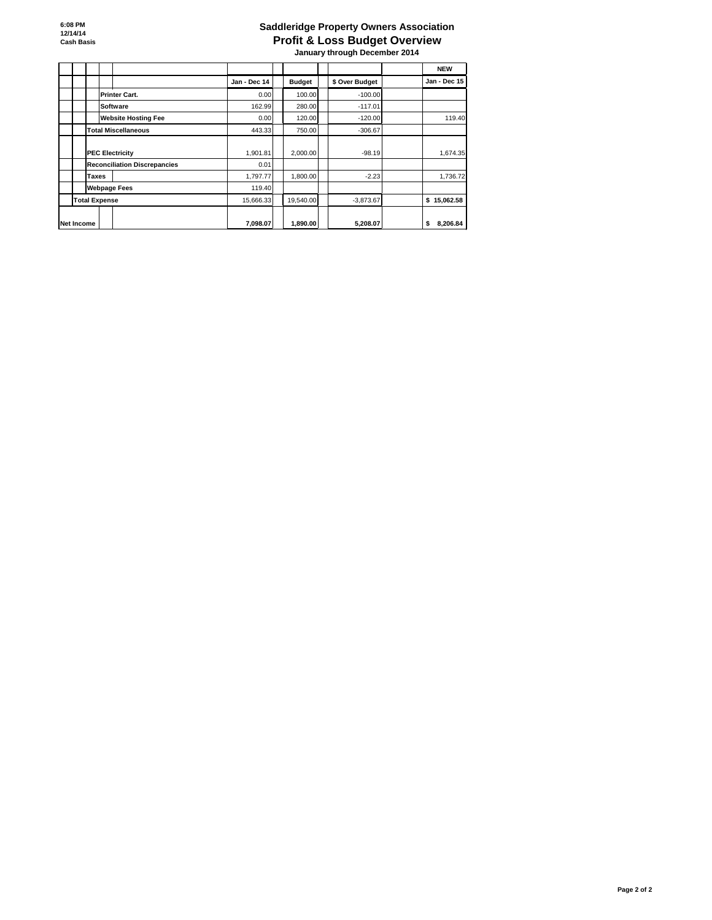6:08 PM
12/14/14
Cash Basis

# Saddleridge Property Owners Association
## Profit & Loss Budget Overview
### January through December 2014

| | Jan - Dec 14 | Budget | $ Over Budget | NEW Jan - Dec 15 |
|---|---|---|---|---|
| Printer Cart. | 0.00 | 100.00 | -100.00 | |
| Software | 162.99 | 280.00 | -117.01 | |
| Website Hosting Fee | 0.00 | 120.00 | -120.00 | 119.40 |
| **Total Miscellaneous** | 443.33 | 750.00 | -306.67 | |
| PEC Electricity | 1,901.81 | 2,000.00 | -98.19 | 1,674.35 |
| Reconciliation Discrepancies | 0.01 | | | |
| Taxes | 1,797.77 | 1,800.00 | -2.23 | 1,736.72 |
| Webpage Fees | 119.40 | | | |
| **Total Expense** | 15,666.33 | 19,540.00 | -3,873.67 | $ 15,062.58 |
| **Net Income** | **7,098.07** | **1,890.00** | **5,208.07** | **$ 8,206.84** |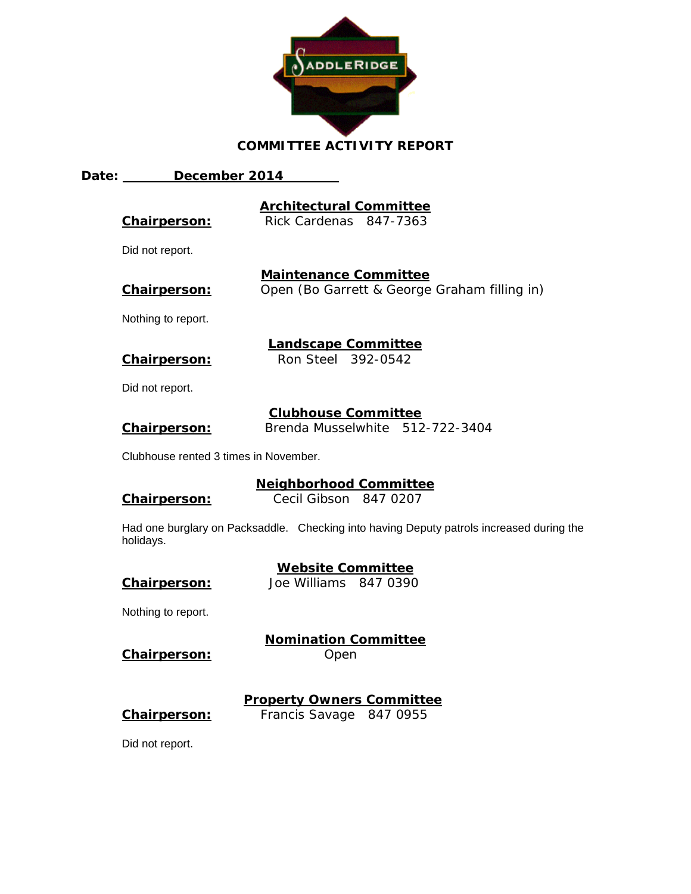SADDLERIDGE

**COMMITTEE ACTIVITY REPORT**

**Date: December 2014**

## Architectural Committee

**Chairperson:** Rick Cardenas 847-7363

Did not report.

## Maintenance Committee

**Chairperson:** Open (Bo Garrett & George Graham filling in)

Nothing to report.

## Landscape Committee

**Chairperson:** Ron Steel 392-0542

Did not report.

## Clubhouse Committee

**Chairperson:** Brenda Musselwhite 512-722-3404

Clubhouse rented 3 times in November.

## Neighborhood Committee

**Chairperson:** Cecil Gibson 847 0207

Had one burglary on Packsaddle. Checking into having Deputy patrols increased during the holidays.

## Website Committee

**Chairperson:** Joe Williams 847 0390

Nothing to report.

## Nomination Committee

**Chairperson:** Open

## Property Owners Committee

**Chairperson:** Francis Savage 847 0955

Did not report.